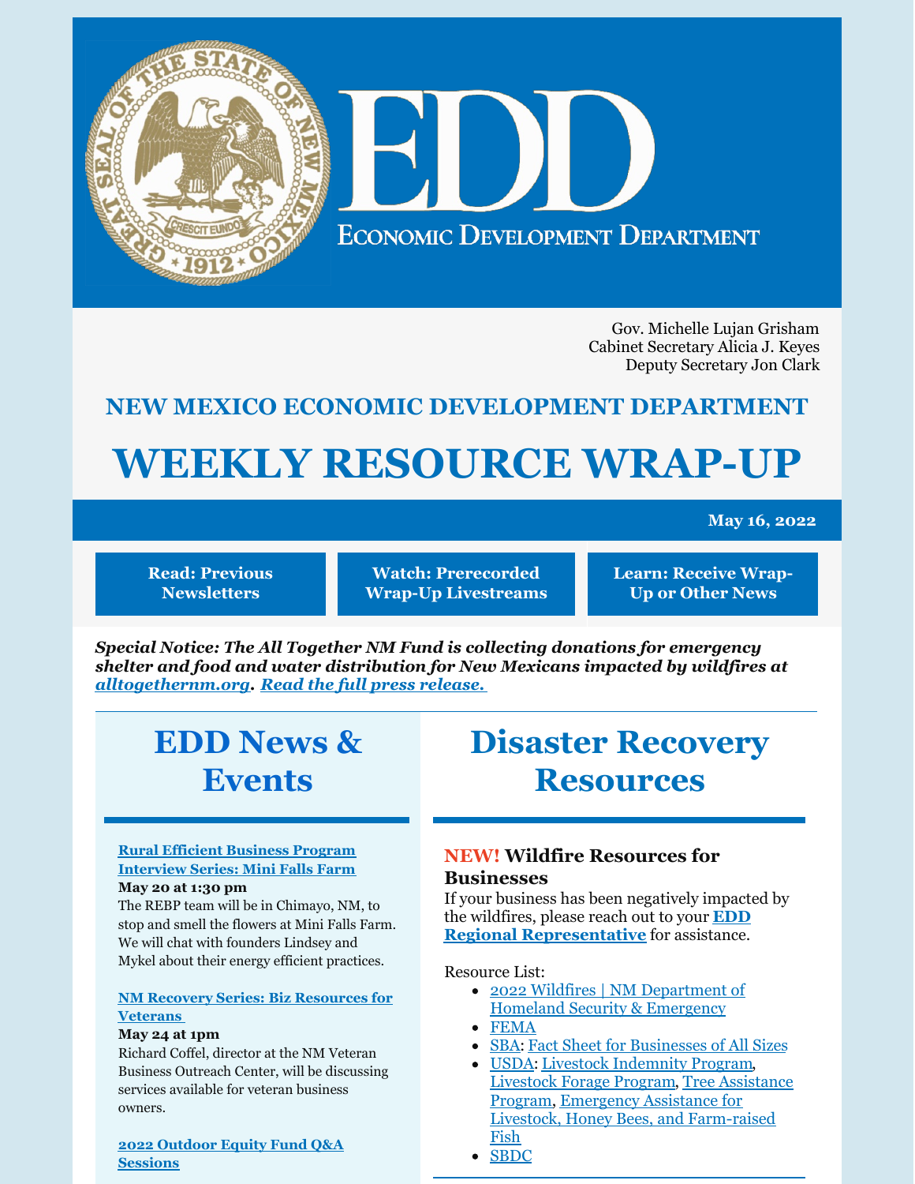EDD

ECONOMIC DEVELOPMENT DEPARTMENT

Gov. Michelle Lujan Grisham
Cabinet Secretary Alicia J. Keyes
Deputy Secretary Jon Clark

## NEW MEXICO ECONOMIC DEVELOPMENT DEPARTMENT

# WEEKLY RESOURCE WRAP-UP

**May 16, 2022**

**Read: Previous Newsletters** | **Watch: Prerecorded Wrap-Up Livestreams** | **Learn: Receive Wrap-Up or Other News**

***Special Notice: The All Together NM Fund is collecting donations for emergency shelter and food and water distribution for New Mexicans impacted by wildfires at alltogethernm.org. Read the full press release.***

## EDD News & Events

**Rural Efficient Business Program Interview Series: Mini Falls Farm**
**May 20 at 1:30 pm**
The REBP team will be in Chimayo, NM, to stop and smell the flowers at Mini Falls Farm. We will chat with founders Lindsey and Mykel about their energy efficient practices.

**NM Recovery Series: Biz Resources for Veterans**
**May 24 at 1pm**
Richard Coffel, director at the NM Veteran Business Outreach Center, will be discussing services available for veteran business owners.

**2022 Outdoor Equity Fund Q&A Sessions**

## Disaster Recovery Resources

### NEW! Wildfire Resources for Businesses

If your business has been negatively impacted by the wildfires, please reach out to your **EDD Regional Representative** for assistance.

Resource List:

- 2022 Wildfires | NM Department of Homeland Security & Emergency
- FEMA
- SBA: Fact Sheet for Businesses of All Sizes
- USDA: Livestock Indemnity Program, Livestock Forage Program, Tree Assistance Program, Emergency Assistance for Livestock, Honey Bees, and Farm-raised Fish
- SBDC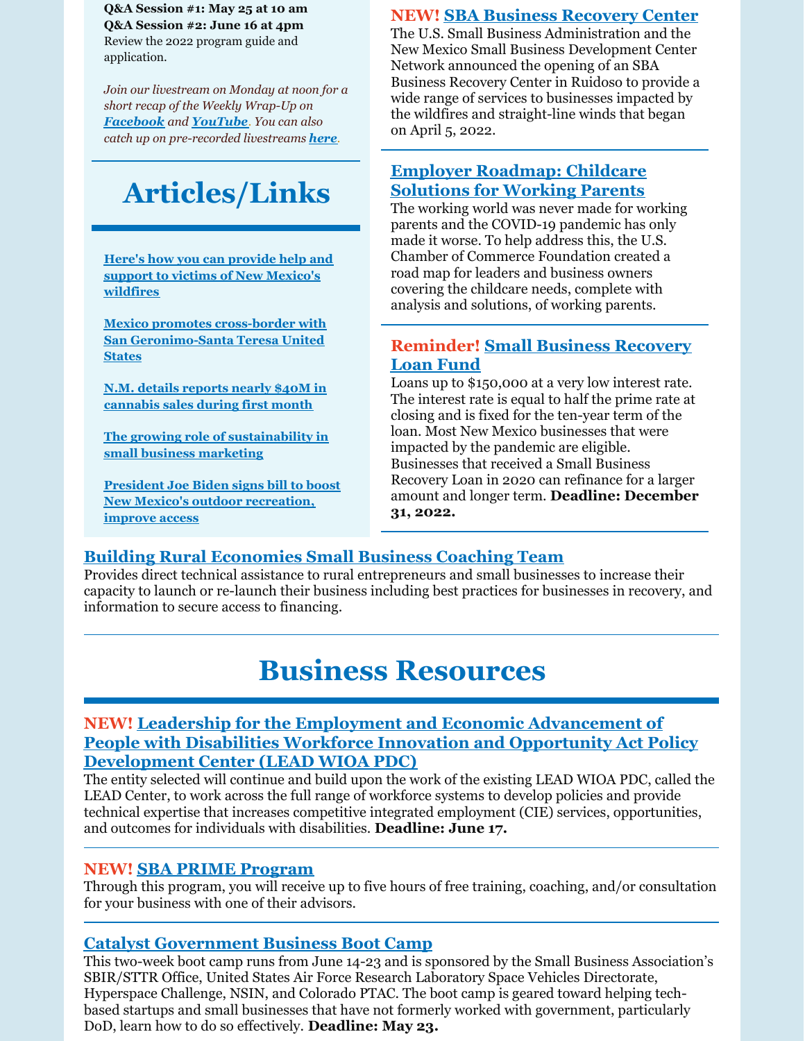**Q&A Session #1: May 25 at 10 am**
**Q&A Session #2: June 16 at 4pm**
Review the 2022 program guide and application.

*Join our livestream on Monday at noon for a short recap of the Weekly Wrap-Up on **Facebook** and **YouTube**. You can also catch up on pre-recorded livestreams **here**.*

# Articles/Links

**Here's how you can provide help and support to victims of New Mexico's wildfires**

**Mexico promotes cross-border with San Geronimo-Santa Teresa United States**

**N.M. details reports nearly $40M in cannabis sales during first month**

**The growing role of sustainability in small business marketing**

**President Joe Biden signs bill to boost New Mexico's outdoor recreation, improve access**

### NEW! SBA Business Recovery Center

The U.S. Small Business Administration and the New Mexico Small Business Development Center Network announced the opening of an SBA Business Recovery Center in Ruidoso to provide a wide range of services to businesses impacted by the wildfires and straight-line winds that began on April 5, 2022.

### Employer Roadmap: Childcare Solutions for Working Parents

The working world was never made for working parents and the COVID-19 pandemic has only made it worse. To help address this, the U.S. Chamber of Commerce Foundation created a road map for leaders and business owners covering the childcare needs, complete with analysis and solutions, of working parents.

### Reminder! Small Business Recovery Loan Fund

Loans up to $150,000 at a very low interest rate. The interest rate is equal to half the prime rate at closing and is fixed for the ten-year term of the loan. Most New Mexico businesses that were impacted by the pandemic are eligible. Businesses that received a Small Business Recovery Loan in 2020 can refinance for a larger amount and longer term. **Deadline: December 31, 2022.**

### Building Rural Economies Small Business Coaching Team

Provides direct technical assistance to rural entrepreneurs and small businesses to increase their capacity to launch or re-launch their business including best practices for businesses in recovery, and information to secure access to financing.

# Business Resources

### NEW! Leadership for the Employment and Economic Advancement of People with Disabilities Workforce Innovation and Opportunity Act Policy Development Center (LEAD WIOA PDC)

The entity selected will continue and build upon the work of the existing LEAD WIOA PDC, called the LEAD Center, to work across the full range of workforce systems to develop policies and provide technical expertise that increases competitive integrated employment (CIE) services, opportunities, and outcomes for individuals with disabilities. **Deadline: June 17.**

### NEW! SBA PRIME Program

Through this program, you will receive up to five hours of free training, coaching, and/or consultation for your business with one of their advisors.

### Catalyst Government Business Boot Camp

This two-week boot camp runs from June 14-23 and is sponsored by the Small Business Association's SBIR/STTR Office, United States Air Force Research Laboratory Space Vehicles Directorate, Hyperspace Challenge, NSIN, and Colorado PTAC. The boot camp is geared toward helping tech-based startups and small businesses that have not formerly worked with government, particularly DoD, learn how to do so effectively. **Deadline: May 23.**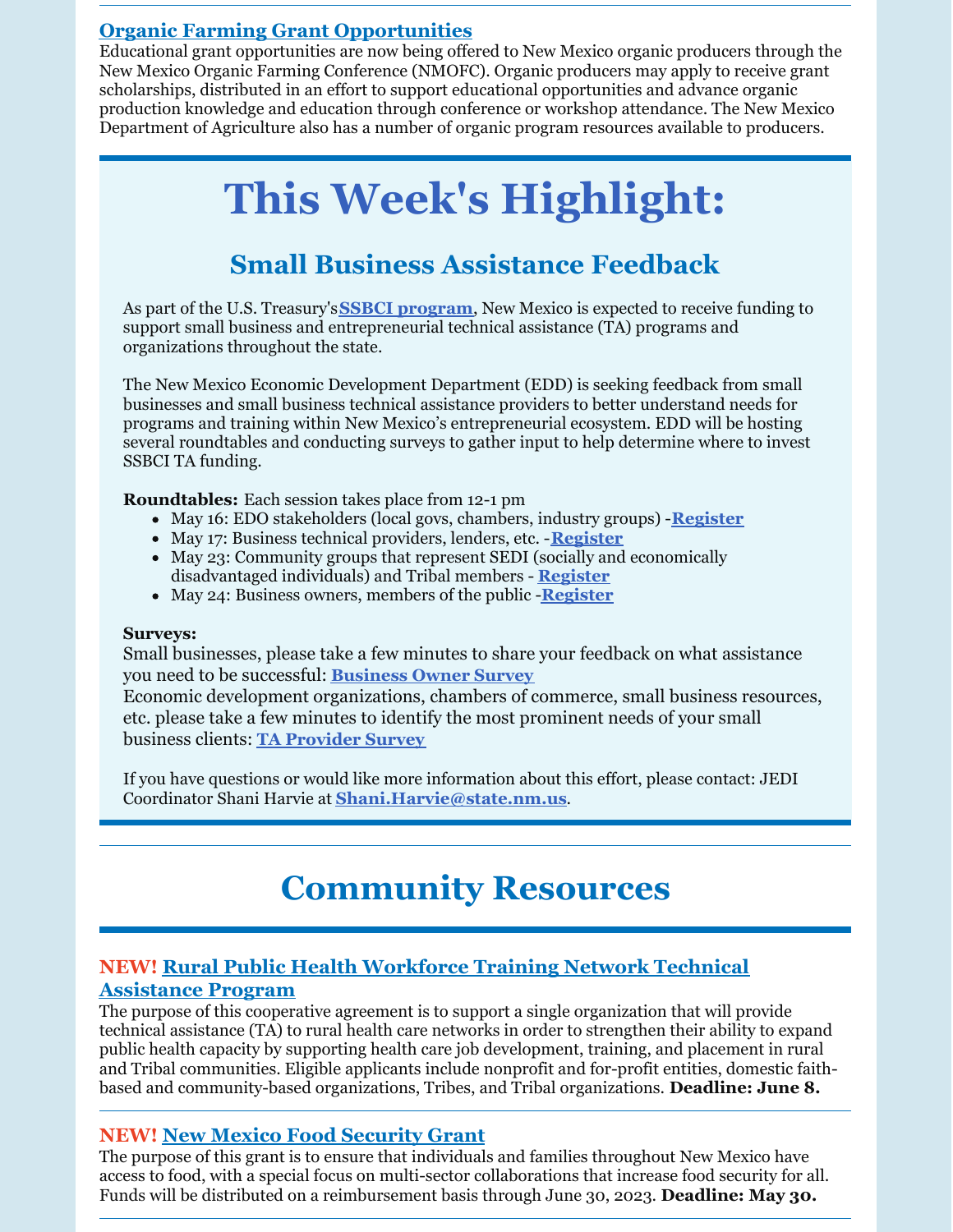### Organic Farming Grant Opportunities

Educational grant opportunities are now being offered to New Mexico organic producers through the New Mexico Organic Farming Conference (NMOFC). Organic producers may apply to receive grant scholarships, distributed in an effort to support educational opportunities and advance organic production knowledge and education through conference or workshop attendance. The New Mexico Department of Agriculture also has a number of organic program resources available to producers.

# This Week's Highlight:

## Small Business Assistance Feedback

As part of the U.S. Treasury's **SSBCI program**, New Mexico is expected to receive funding to support small business and entrepreneurial technical assistance (TA) programs and organizations throughout the state.

The New Mexico Economic Development Department (EDD) is seeking feedback from small businesses and small business technical assistance providers to better understand needs for programs and training within New Mexico's entrepreneurial ecosystem. EDD will be hosting several roundtables and conducting surveys to gather input to help determine where to invest SSBCI TA funding.

**Roundtables:** Each session takes place from 12-1 pm

- May 16: EDO stakeholders (local govs, chambers, industry groups) - **Register**
- May 17: Business technical providers, lenders, etc. - **Register**
- May 23: Community groups that represent SEDI (socially and economically disadvantaged individuals) and Tribal members - **Register**
- May 24: Business owners, members of the public - **Register**

**Surveys:**
Small businesses, please take a few minutes to share your feedback on what assistance you need to be successful: **Business Owner Survey**
Economic development organizations, chambers of commerce, small business resources, etc. please take a few minutes to identify the most prominent needs of your small business clients: **TA Provider Survey**

If you have questions or would like more information about this effort, please contact: JEDI Coordinator Shani Harvie at **Shani.Harvie@state.nm.us**.

# Community Resources

### NEW! Rural Public Health Workforce Training Network Technical Assistance Program

The purpose of this cooperative agreement is to support a single organization that will provide technical assistance (TA) to rural health care networks in order to strengthen their ability to expand public health capacity by supporting health care job development, training, and placement in rural and Tribal communities. Eligible applicants include nonprofit and for-profit entities, domestic faith-based and community-based organizations, Tribes, and Tribal organizations. **Deadline: June 8.**

### NEW! New Mexico Food Security Grant

The purpose of this grant is to ensure that individuals and families throughout New Mexico have access to food, with a special focus on multi-sector collaborations that increase food security for all. Funds will be distributed on a reimbursement basis through June 30, 2023. **Deadline: May 30.**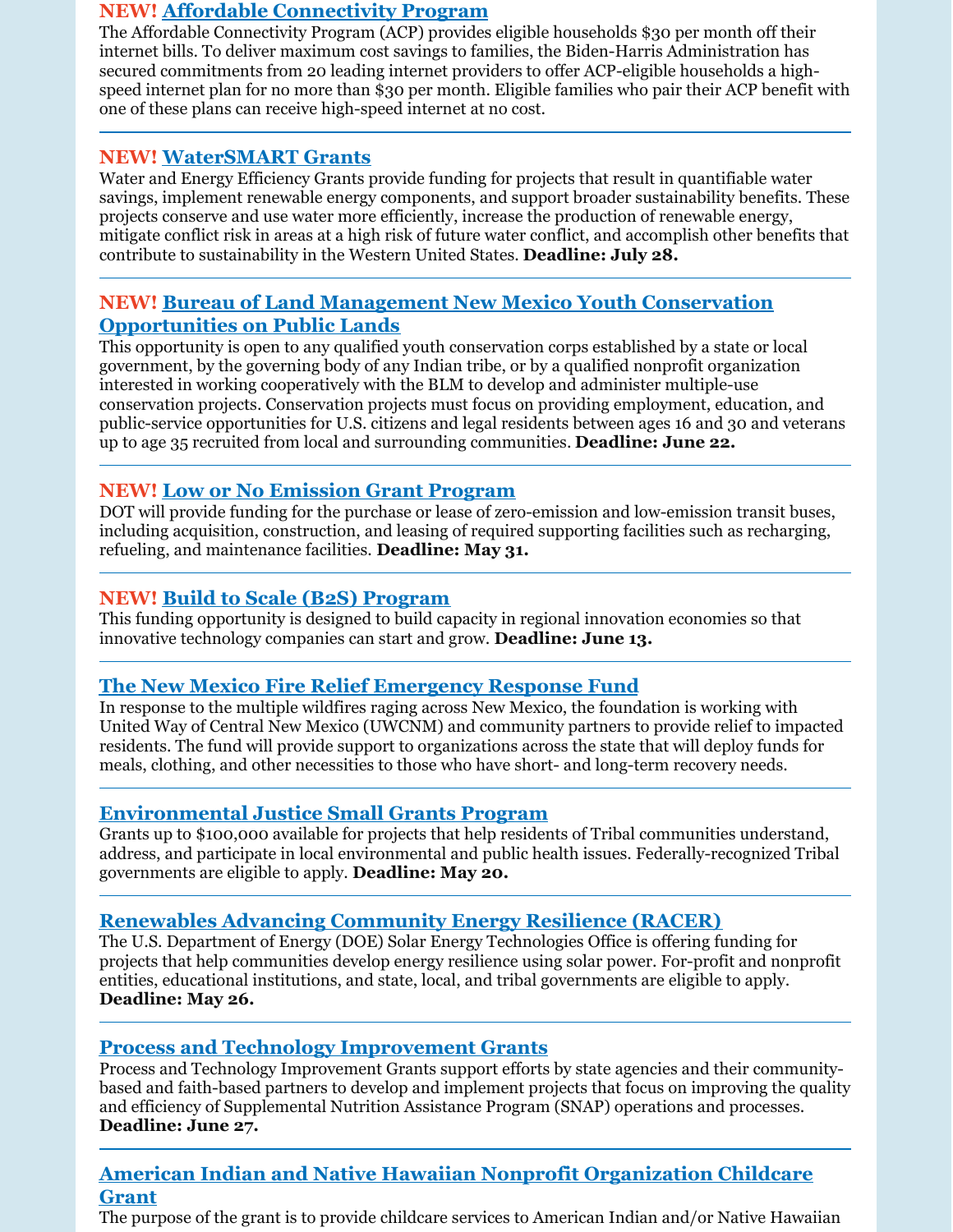### **NEW!** Affordable Connectivity Program

The Affordable Connectivity Program (ACP) provides eligible households $30 per month off their internet bills. To deliver maximum cost savings to families, the Biden-Harris Administration has secured commitments from 20 leading internet providers to offer ACP-eligible households a high-speed internet plan for no more than $30 per month. Eligible families who pair their ACP benefit with one of these plans can receive high-speed internet at no cost.

---

### **NEW!** WaterSMART Grants

Water and Energy Efficiency Grants provide funding for projects that result in quantifiable water savings, implement renewable energy components, and support broader sustainability benefits. These projects conserve and use water more efficiently, increase the production of renewable energy, mitigate conflict risk in areas at a high risk of future water conflict, and accomplish other benefits that contribute to sustainability in the Western United States. **Deadline: July 28.**

---

### **NEW!** Bureau of Land Management New Mexico Youth Conservation Opportunities on Public Lands

This opportunity is open to any qualified youth conservation corps established by a state or local government, by the governing body of any Indian tribe, or by a qualified nonprofit organization interested in working cooperatively with the BLM to develop and administer multiple-use conservation projects. Conservation projects must focus on providing employment, education, and public-service opportunities for U.S. citizens and legal residents between ages 16 and 30 and veterans up to age 35 recruited from local and surrounding communities. **Deadline: June 22.**

---

### **NEW!** Low or No Emission Grant Program

DOT will provide funding for the purchase or lease of zero-emission and low-emission transit buses, including acquisition, construction, and leasing of required supporting facilities such as recharging, refueling, and maintenance facilities. **Deadline: May 31.**

---

### **NEW!** Build to Scale (B2S) Program

This funding opportunity is designed to build capacity in regional innovation economies so that innovative technology companies can start and grow. **Deadline: June 13.**

---

### The New Mexico Fire Relief Emergency Response Fund

In response to the multiple wildfires raging across New Mexico, the foundation is working with United Way of Central New Mexico (UWCNM) and community partners to provide relief to impacted residents. The fund will provide support to organizations across the state that will deploy funds for meals, clothing, and other necessities to those who have short- and long-term recovery needs.

---

### Environmental Justice Small Grants Program

Grants up to $100,000 available for projects that help residents of Tribal communities understand, address, and participate in local environmental and public health issues. Federally-recognized Tribal governments are eligible to apply. **Deadline: May 20.**

---

### Renewables Advancing Community Energy Resilience (RACER)

The U.S. Department of Energy (DOE) Solar Energy Technologies Office is offering funding for projects that help communities develop energy resilience using solar power. For-profit and nonprofit entities, educational institutions, and state, local, and tribal governments are eligible to apply. **Deadline: May 26.**

---

### Process and Technology Improvement Grants

Process and Technology Improvement Grants support efforts by state agencies and their community-based and faith-based partners to develop and implement projects that focus on improving the quality and efficiency of Supplemental Nutrition Assistance Program (SNAP) operations and processes. **Deadline: June 27.**

---

### American Indian and Native Hawaiian Nonprofit Organization Childcare Grant

The purpose of the grant is to provide childcare services to American Indian and/or Native Hawaiian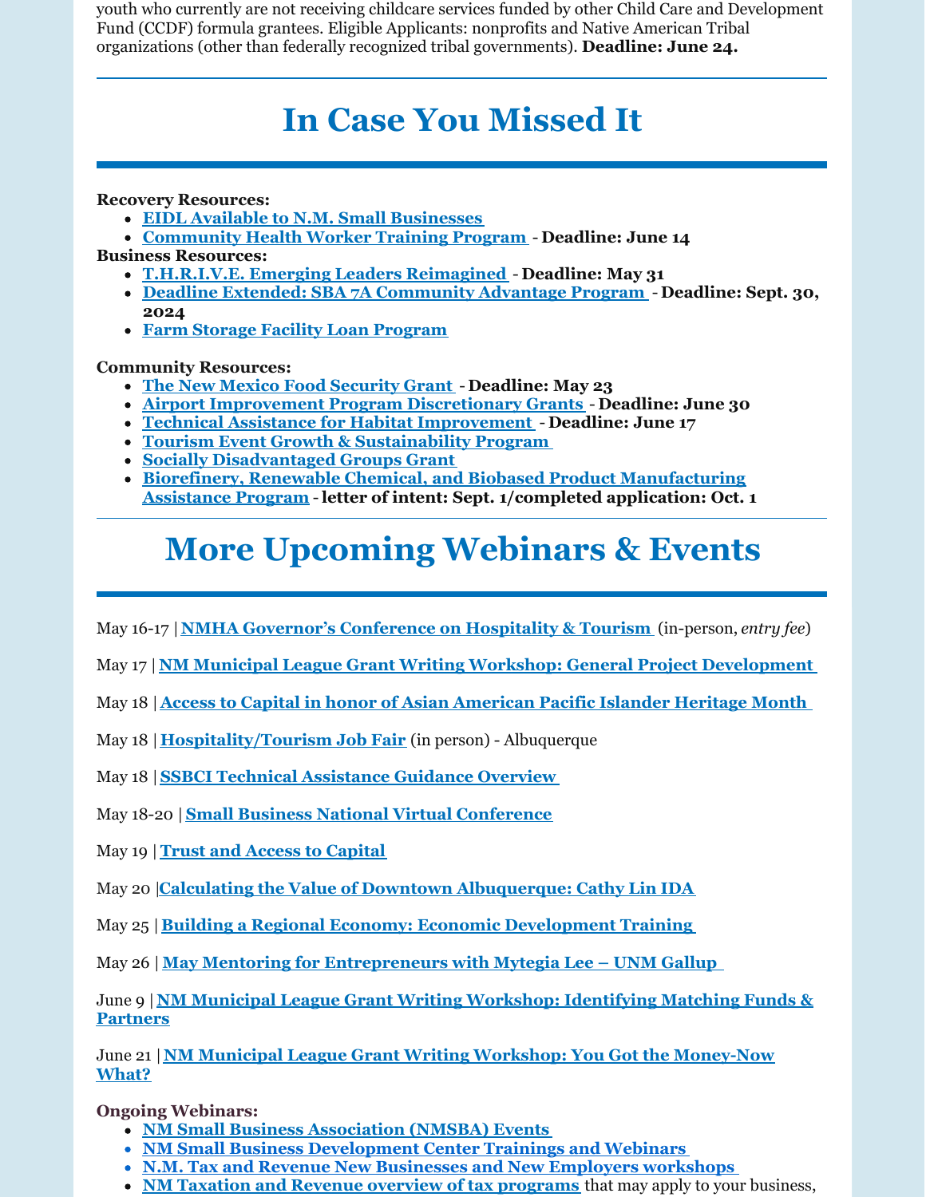youth who currently are not receiving childcare services funded by other Child Care and Development Fund (CCDF) formula grantees. Eligible Applicants: nonprofits and Native American Tribal organizations (other than federally recognized tribal governments). **Deadline: June 24.**

---

# In Case You Missed It

**Recovery Resources:**

- **EIDL Available to N.M. Small Businesses**
- **Community Health Worker Training Program** - **Deadline: June 14**

**Business Resources:**

- **T.H.R.I.V.E. Emerging Leaders Reimagined** - **Deadline: May 31**
- **Deadline Extended: SBA 7A Community Advantage Program** - **Deadline: Sept. 30, 2024**
- **Farm Storage Facility Loan Program**

**Community Resources:**

- **The New Mexico Food Security Grant** - **Deadline: May 23**
- **Airport Improvement Program Discretionary Grants** - **Deadline: June 30**
- **Technical Assistance for Habitat Improvement** - **Deadline: June 17**
- **Tourism Event Growth & Sustainability Program**
- **Socially Disadvantaged Groups Grant**
- **Biorefinery, Renewable Chemical, and Biobased Product Manufacturing Assistance Program** - **letter of intent: Sept. 1/completed application: Oct. 1**

---

# More Upcoming Webinars & Events

May 16-17 | **NMHA Governor's Conference on Hospitality & Tourism** (in-person, *entry fee*)

May 17 | **NM Municipal League Grant Writing Workshop: General Project Development**

May 18 | **Access to Capital in honor of Asian American Pacific Islander Heritage Month**

May 18 | **Hospitality/Tourism Job Fair** (in person) - Albuquerque

May 18 | **SSBCI Technical Assistance Guidance Overview**

May 18-20 | **Small Business National Virtual Conference**

May 19 | **Trust and Access to Capital**

May 20 | **Calculating the Value of Downtown Albuquerque: Cathy Lin IDA**

May 25 | **Building a Regional Economy: Economic Development Training**

May 26 | **May Mentoring for Entrepreneurs with Mytegia Lee – UNM Gallup**

June 9 | **NM Municipal League Grant Writing Workshop: Identifying Matching Funds & Partners**

June 21 | **NM Municipal League Grant Writing Workshop: You Got the Money-Now What?**

**Ongoing Webinars:**

- **NM Small Business Association (NMSBA) Events**
- **NM Small Business Development Center Trainings and Webinars**
- **N.M. Tax and Revenue New Businesses and New Employers workshops**
- **NM Taxation and Revenue overview of tax programs** that may apply to your business,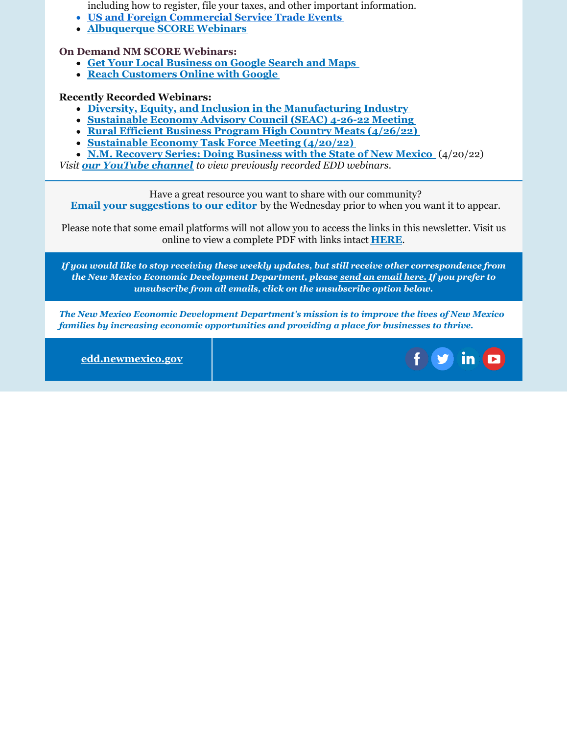including how to register, file your taxes, and other important information.

- **US and Foreign Commercial Service Trade Events**
- **Albuquerque SCORE Webinars**

**On Demand NM SCORE Webinars:**

- **Get Your Local Business on Google Search and Maps**
- **Reach Customers Online with Google**

**Recently Recorded Webinars:**

- **Diversity, Equity, and Inclusion in the Manufacturing Industry**
- **Sustainable Economy Advisory Council (SEAC) 4-26-22 Meeting**
- **Rural Efficient Business Program High Country Meats (4/26/22)**
- **Sustainable Economy Task Force Meeting (4/20/22)**
- **N.M. Recovery Series: Doing Business with the State of New Mexico** (4/20/22)

*Visit **our YouTube channel** to view previously recorded EDD webinars.*

Have a great resource you want to share with our community?
**Email your suggestions to our editor** by the Wednesday prior to when you want it to appear.

Please note that some email platforms will not allow you to access the links in this newsletter. Visit us online to view a complete PDF with links intact **HERE**.

***If you would like to stop receiving these weekly updates, but still receive other correspondence from the New Mexico Economic Development Department, please send an email here. If you prefer to unsubscribe from all emails, click on the unsubscribe option below.***

***The New Mexico Economic Development Department's mission is to improve the lives of New Mexico families by increasing economic opportunities and providing a place for businesses to thrive.***

**edd.newmexico.gov**